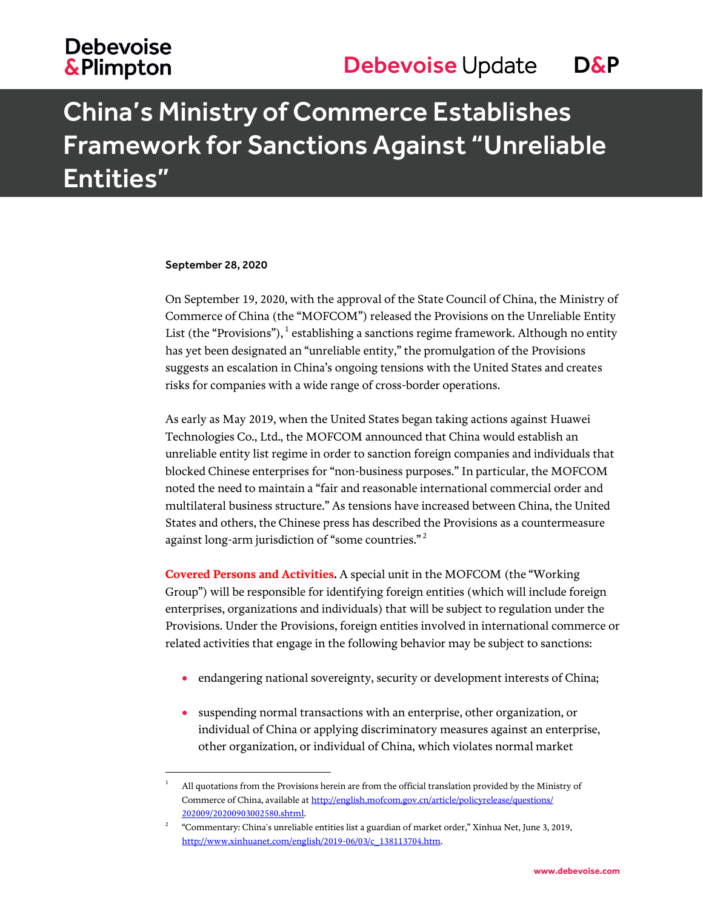# China's Ministry of Commerce Establishes Framework for Sanctions Against "Unreliable Entities"

**September 28, 2020**

On September 19, 2020, with the approval of the State Council of China, the Ministry of Commerce of China (the "MOFCOM") released the Provisions on the Unreliable Entity List (the "Provisions"),[1] establishing a sanctions regime framework. Although no entity has yet been designated an "unreliable entity," the promulgation of the Provisions suggests an escalation in China's ongoing tensions with the United States and creates risks for companies with a wide range of cross-border operations.

As early as May 2019, when the United States began taking actions against Huawei Technologies Co., Ltd., the MOFCOM announced that China would establish an unreliable entity list regime in order to sanction foreign companies and individuals that blocked Chinese enterprises for "non-business purposes." In particular, the MOFCOM noted the need to maintain a "fair and reasonable international commercial order and multilateral business structure." As tensions have increased between China, the United States and others, the Chinese press has described the Provisions as a countermeasure against long-arm jurisdiction of "some countries."[2]

**Covered Persons and Activities.** A special unit in the MOFCOM (the "Working Group") will be responsible for identifying foreign entities (which will include foreign enterprises, organizations and individuals) that will be subject to regulation under the Provisions. Under the Provisions, foreign entities involved in international commerce or related activities that engage in the following behavior may be subject to sanctions:

- endangering national sovereignty, security or development interests of China;
- suspending normal transactions with an enterprise, other organization, or individual of China or applying discriminatory measures against an enterprise, other organization, or individual of China, which violates normal market

---

[1] All quotations from the Provisions herein are from the official translation provided by the Ministry of Commerce of China, available at http://english.mofcom.gov.cn/article/policyrelease/questions/202009/20200903002580.shtml.

[2] "Commentary: China's unreliable entities list a guardian of market order," Xinhua Net, June 3, 2019, http://www.xinhuanet.com/english/2019-06/03/c_138113704.htm.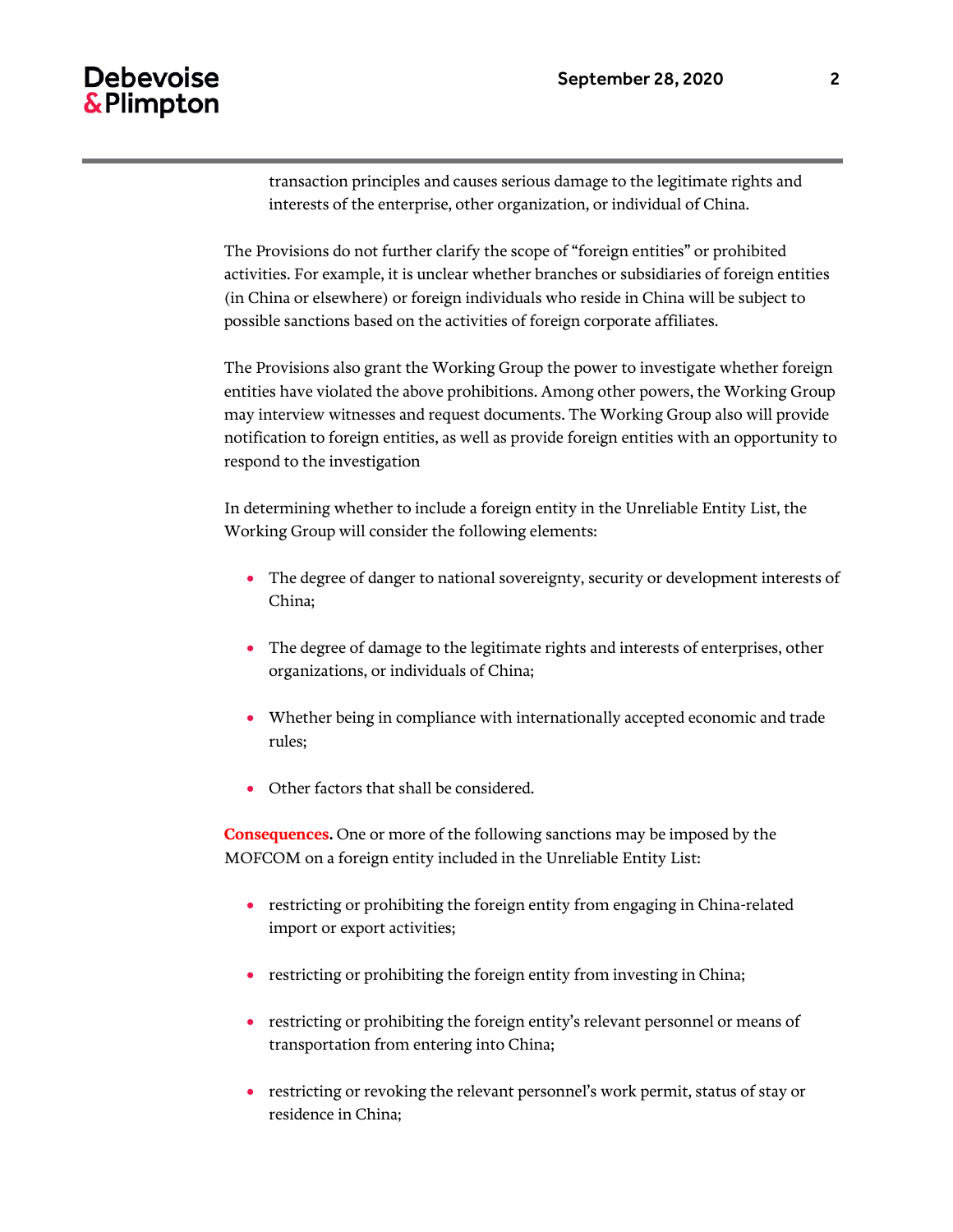transaction principles and causes serious damage to the legitimate rights and interests of the enterprise, other organization, or individual of China.

The Provisions do not further clarify the scope of "foreign entities" or prohibited activities. For example, it is unclear whether branches or subsidiaries of foreign entities (in China or elsewhere) or foreign individuals who reside in China will be subject to possible sanctions based on the activities of foreign corporate affiliates.

The Provisions also grant the Working Group the power to investigate whether foreign entities have violated the above prohibitions. Among other powers, the Working Group may interview witnesses and request documents. The Working Group also will provide notification to foreign entities, as well as provide foreign entities with an opportunity to respond to the investigation

In determining whether to include a foreign entity in the Unreliable Entity List, the Working Group will consider the following elements:

- The degree of danger to national sovereignty, security or development interests of China;
- The degree of damage to the legitimate rights and interests of enterprises, other organizations, or individuals of China;
- Whether being in compliance with internationally accepted economic and trade rules;
- Other factors that shall be considered.

**Consequences.** One or more of the following sanctions may be imposed by the MOFCOM on a foreign entity included in the Unreliable Entity List:

- restricting or prohibiting the foreign entity from engaging in China-related import or export activities;
- restricting or prohibiting the foreign entity from investing in China;
- restricting or prohibiting the foreign entity's relevant personnel or means of transportation from entering into China;
- restricting or revoking the relevant personnel's work permit, status of stay or residence in China;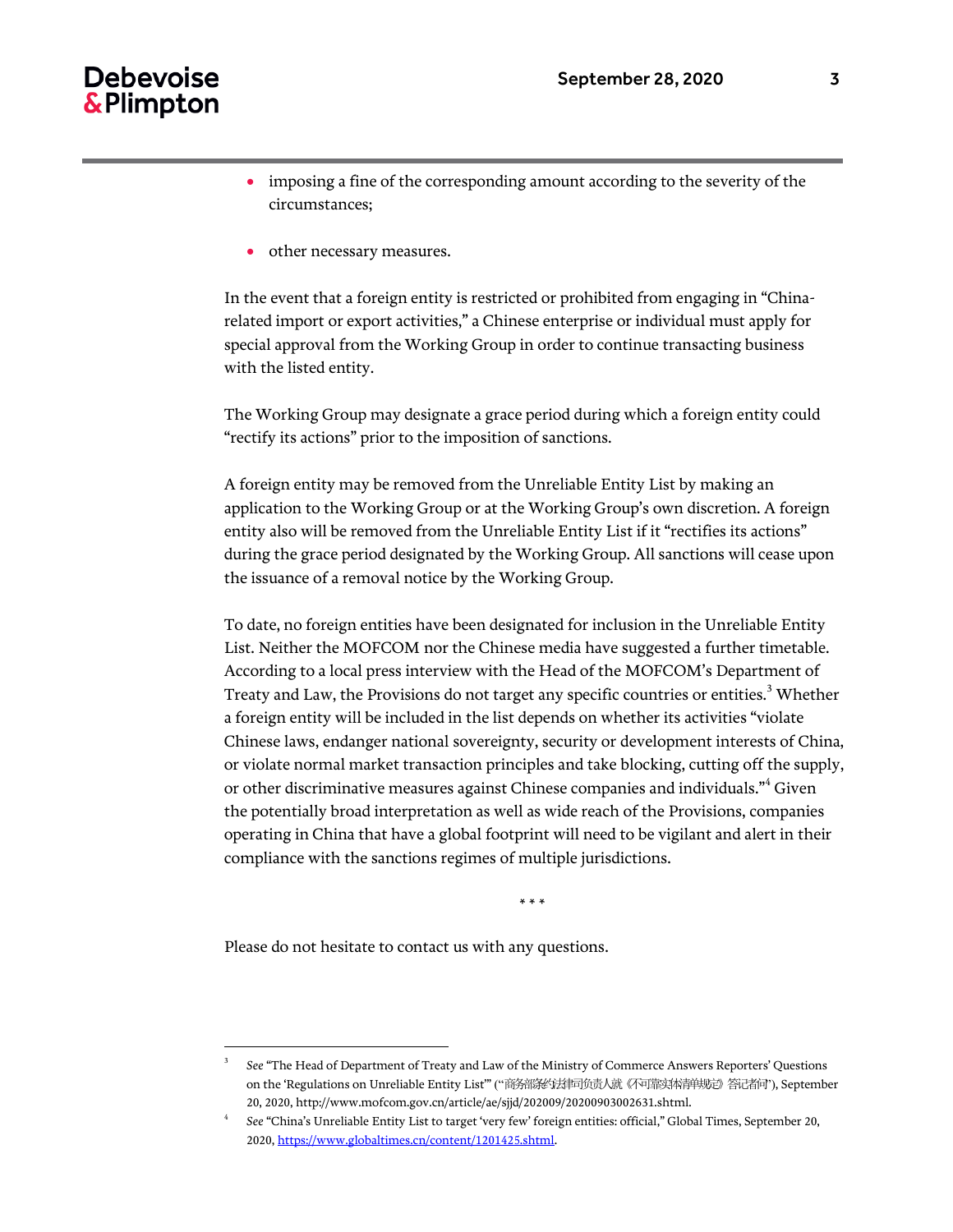- imposing a fine of the corresponding amount according to the severity of the circumstances;

- other necessary measures.

In the event that a foreign entity is restricted or prohibited from engaging in "China-related import or export activities," a Chinese enterprise or individual must apply for special approval from the Working Group in order to continue transacting business with the listed entity.

The Working Group may designate a grace period during which a foreign entity could "rectify its actions" prior to the imposition of sanctions.

A foreign entity may be removed from the Unreliable Entity List by making an application to the Working Group or at the Working Group's own discretion. A foreign entity also will be removed from the Unreliable Entity List if it "rectifies its actions" during the grace period designated by the Working Group. All sanctions will cease upon the issuance of a removal notice by the Working Group.

To date, no foreign entities have been designated for inclusion in the Unreliable Entity List. Neither the MOFCOM nor the Chinese media have suggested a further timetable. According to a local press interview with the Head of the MOFCOM's Department of Treaty and Law, the Provisions do not target any specific countries or entities.[3] Whether a foreign entity will be included in the list depends on whether its activities "violate Chinese laws, endanger national sovereignty, security or development interests of China, or violate normal market transaction principles and take blocking, cutting off the supply, or other discriminative measures against Chinese companies and individuals."[4] Given the potentially broad interpretation as well as wide reach of the Provisions, companies operating in China that have a global footprint will need to be vigilant and alert in their compliance with the sanctions regimes of multiple jurisdictions.

\* \* \*

Please do not hesitate to contact us with any questions.

---

[3] *See* "The Head of Department of Treaty and Law of the Ministry of Commerce Answers Reporters' Questions on the 'Regulations on Unreliable Entity List'" ("商务部条约法律司负责人就《不可靠实体清单规定》答记者问"), September 20, 2020, http://www.mofcom.gov.cn/article/ae/sjjd/202009/20200903002631.shtml.

[4] *See* "China's Unreliable Entity List to target 'very few' foreign entities: official," Global Times, September 20, 2020, https://www.globaltimes.cn/content/1201425.shtml.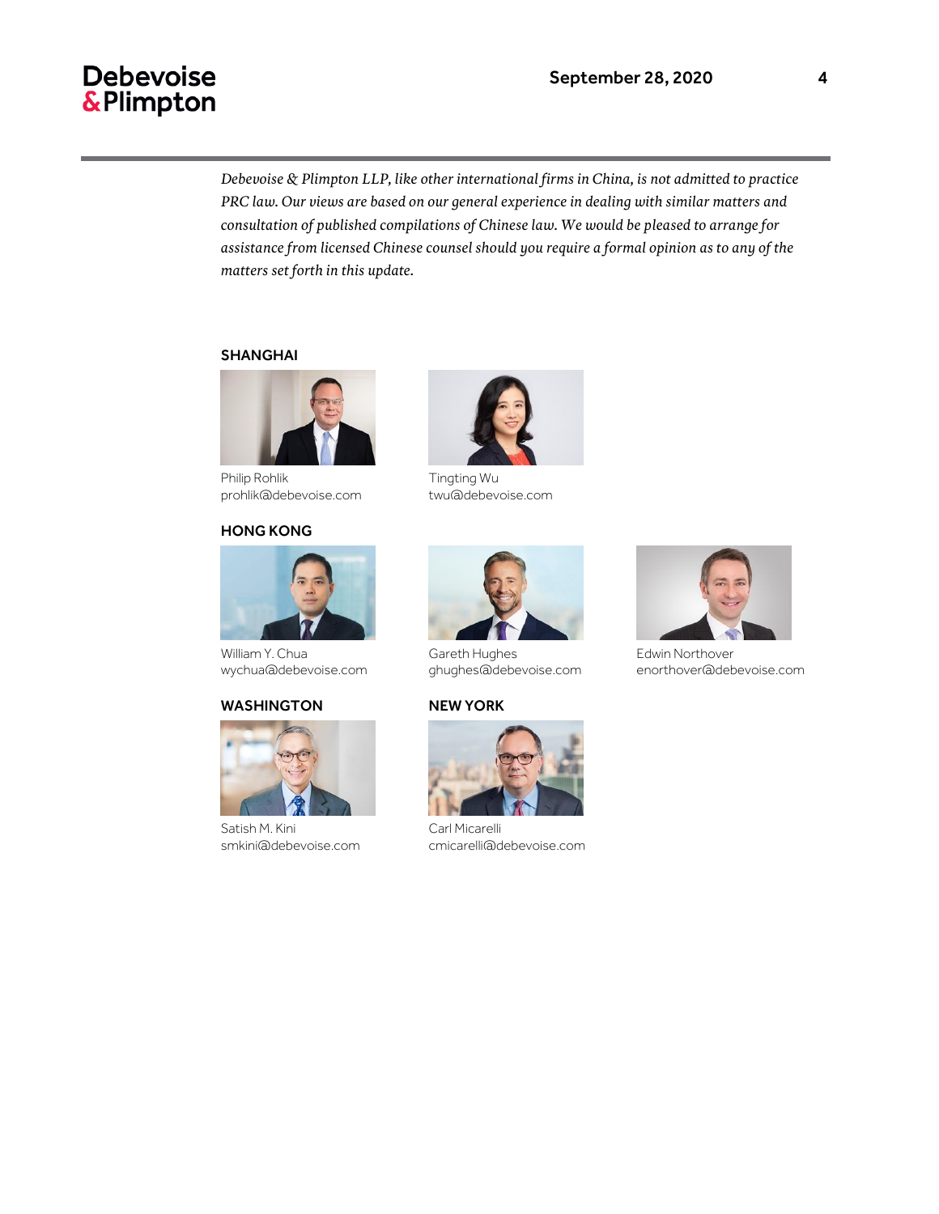*Debevoise & Plimpton LLP, like other international firms in China, is not admitted to practice PRC law. Our views are based on our general experience in dealing with similar matters and consultation of published compilations of Chinese law. We would be pleased to arrange for assistance from licensed Chinese counsel should you require a formal opinion as to any of the matters set forth in this update.*

**SHANGHAI**

Philip Rohlik
prohlik@debevoise.com

Tingting Wu
twu@debevoise.com

**HONG KONG**

William Y. Chua
wychua@debevoise.com

Gareth Hughes
ghughes@debevoise.com

Edwin Northover
enorthover@debevoise.com

**WASHINGTON**

Satish M. Kini
smkini@debevoise.com

**NEW YORK**

Carl Micarelli
cmicarelli@debevoise.com